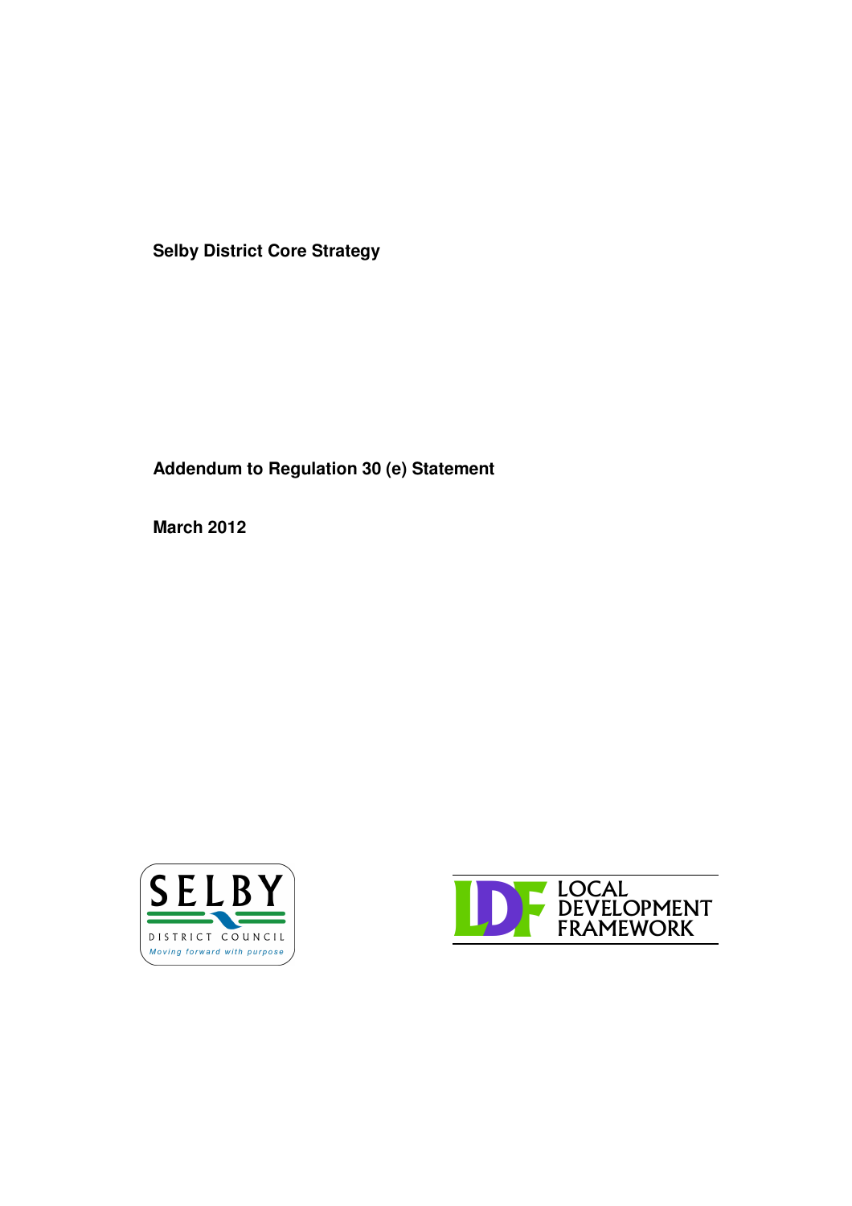**Selby District Core Strategy**

**Addendum to Regulation 30 (e) Statement**

**March 2012**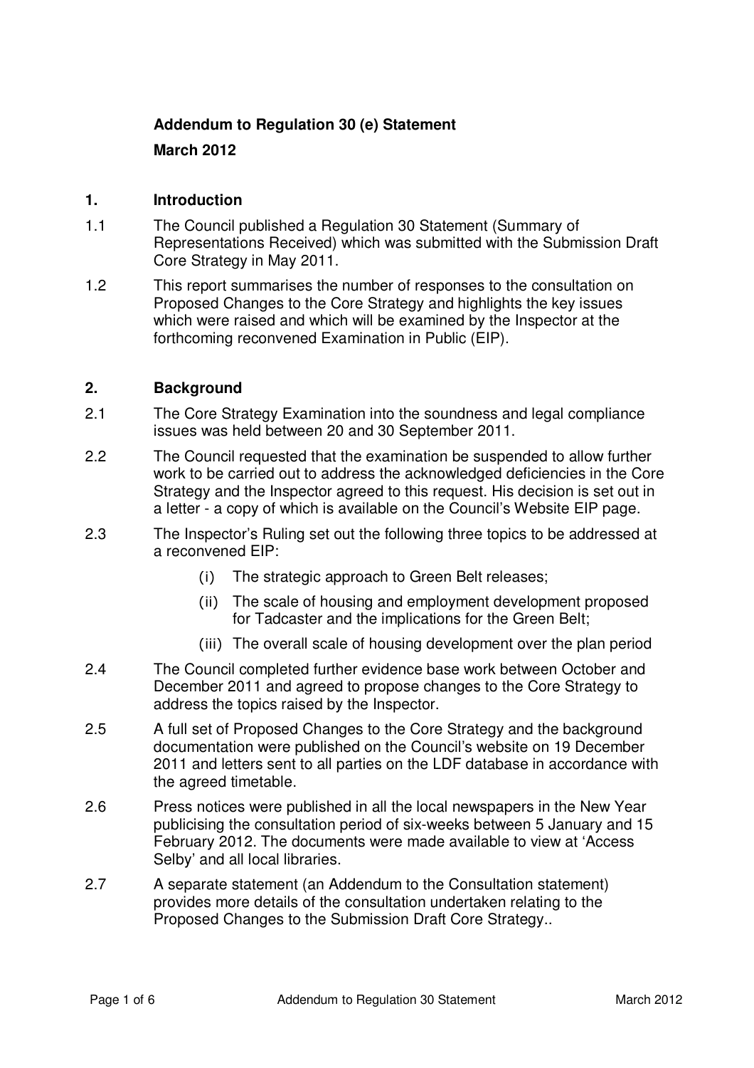**Addendum to Regulation 30 (e) Statement**

**March 2012**

## 1. Introduction

1.1 The Council published a Regulation 30 Statement (Summary of Representations Received) which was submitted with the Submission Draft Core Strategy in May 2011.

1.2 This report summarises the number of responses to the consultation on Proposed Changes to the Core Strategy and highlights the key issues which were raised and which will be examined by the Inspector at the forthcoming reconvened Examination in Public (EIP).

## 2. Background

2.1 The Core Strategy Examination into the soundness and legal compliance issues was held between 20 and 30 September 2011.

2.2 The Council requested that the examination be suspended to allow further work to be carried out to address the acknowledged deficiencies in the Core Strategy and the Inspector agreed to this request. His decision is set out in a letter - a copy of which is available on the Council's Website EIP page.

2.3 The Inspector's Ruling set out the following three topics to be addressed at a reconvened EIP:

(i) The strategic approach to Green Belt releases;

(ii) The scale of housing and employment development proposed for Tadcaster and the implications for the Green Belt;

(iii) The overall scale of housing development over the plan period

2.4 The Council completed further evidence base work between October and December 2011 and agreed to propose changes to the Core Strategy to address the topics raised by the Inspector.

2.5 A full set of Proposed Changes to the Core Strategy and the background documentation were published on the Council's website on 19 December 2011 and letters sent to all parties on the LDF database in accordance with the agreed timetable.

2.6 Press notices were published in all the local newspapers in the New Year publicising the consultation period of six-weeks between 5 January and 15 February 2012. The documents were made available to view at 'Access Selby' and all local libraries.

2.7 A separate statement (an Addendum to the Consultation statement) provides more details of the consultation undertaken relating to the Proposed Changes to the Submission Draft Core Strategy..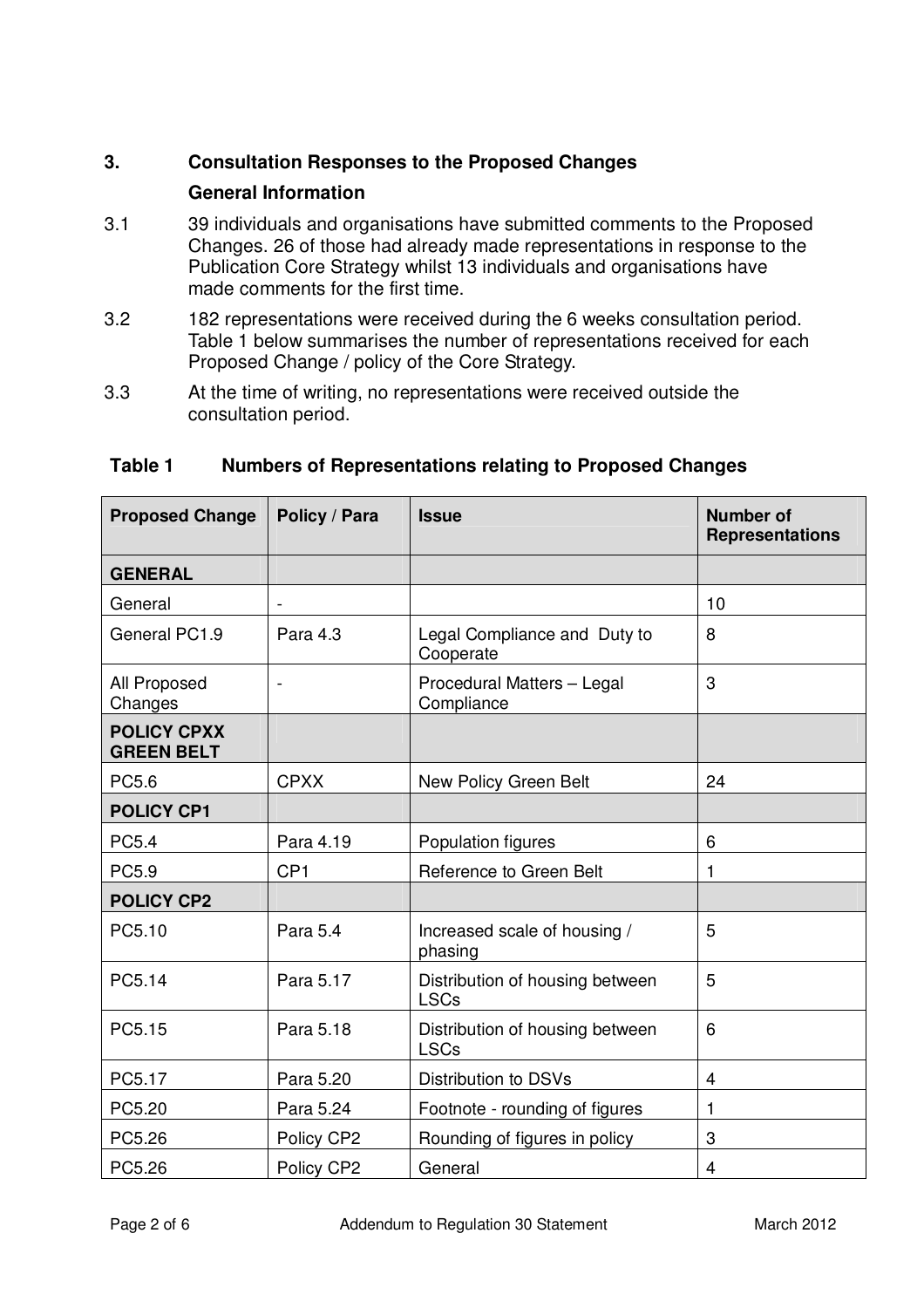## 3. Consultation Responses to the Proposed Changes

### General Information

3.1 39 individuals and organisations have submitted comments to the Proposed Changes. 26 of those had already made representations in response to the Publication Core Strategy whilst 13 individuals and organisations have made comments for the first time.

3.2 182 representations were received during the 6 weeks consultation period. Table 1 below summarises the number of representations received for each Proposed Change / policy of the Core Strategy.

3.3 At the time of writing, no representations were received outside the consultation period.

**Table 1 Numbers of Representations relating to Proposed Changes**

| Proposed Change | Policy / Para | Issue | Number of Representations |
|---|---|---|---|
| **GENERAL** | | | |
| General | - | | 10 |
| General PC1.9 | Para 4.3 | Legal Compliance and Duty to Cooperate | 8 |
| All Proposed Changes | - | Procedural Matters – Legal Compliance | 3 |
| **POLICY CPXX GREEN BELT** | | | |
| PC5.6 | CPXX | New Policy Green Belt | 24 |
| **POLICY CP1** | | | |
| PC5.4 | Para 4.19 | Population figures | 6 |
| PC5.9 | CP1 | Reference to Green Belt | 1 |
| **POLICY CP2** | | | |
| PC5.10 | Para 5.4 | Increased scale of housing / phasing | 5 |
| PC5.14 | Para 5.17 | Distribution of housing between LSCs | 5 |
| PC5.15 | Para 5.18 | Distribution of housing between LSCs | 6 |
| PC5.17 | Para 5.20 | Distribution to DSVs | 4 |
| PC5.20 | Para 5.24 | Footnote - rounding of figures | 1 |
| PC5.26 | Policy CP2 | Rounding of figures in policy | 3 |
| PC5.26 | Policy CP2 | General | 4 |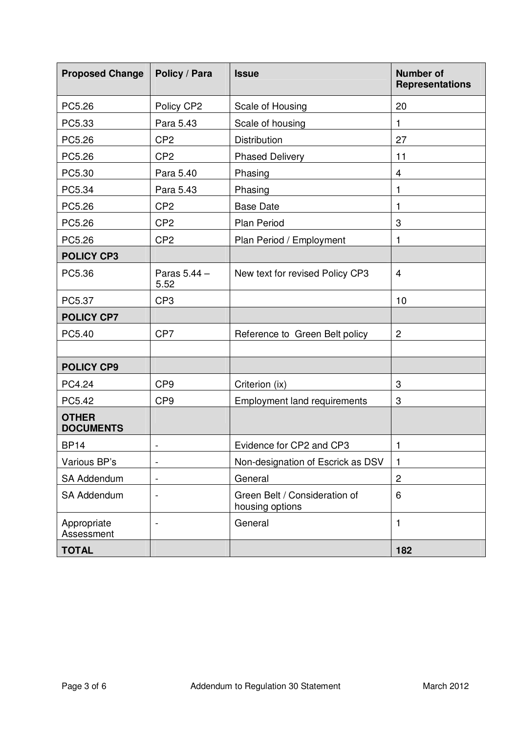| Proposed Change | Policy / Para | Issue | Number of Representations |
|---|---|---|---|
| PC5.26 | Policy CP2 | Scale of Housing | 20 |
| PC5.33 | Para 5.43 | Scale of housing | 1 |
| PC5.26 | CP2 | Distribution | 27 |
| PC5.26 | CP2 | Phased Delivery | 11 |
| PC5.30 | Para 5.40 | Phasing | 4 |
| PC5.34 | Para 5.43 | Phasing | 1 |
| PC5.26 | CP2 | Base Date | 1 |
| PC5.26 | CP2 | Plan Period | 3 |
| PC5.26 | CP2 | Plan Period / Employment | 1 |
| **POLICY CP3** | | | |
| PC5.36 | Paras 5.44 – 5.52 | New text for revised Policy CP3 | 4 |
| PC5.37 | CP3 | | 10 |
| **POLICY CP7** | | | |
| PC5.40 | CP7 | Reference to Green Belt policy | 2 |
| | | | |
| **POLICY CP9** | | | |
| PC4.24 | CP9 | Criterion (ix) | 3 |
| PC5.42 | CP9 | Employment land requirements | 3 |
| **OTHER DOCUMENTS** | | | |
| BP14 | - | Evidence for CP2 and CP3 | 1 |
| Various BP's | - | Non-designation of Escrick as DSV | 1 |
| SA Addendum | - | General | 2 |
| SA Addendum | - | Green Belt / Consideration of housing options | 6 |
| Appropriate Assessment | - | General | 1 |
| **TOTAL** | | | **182** |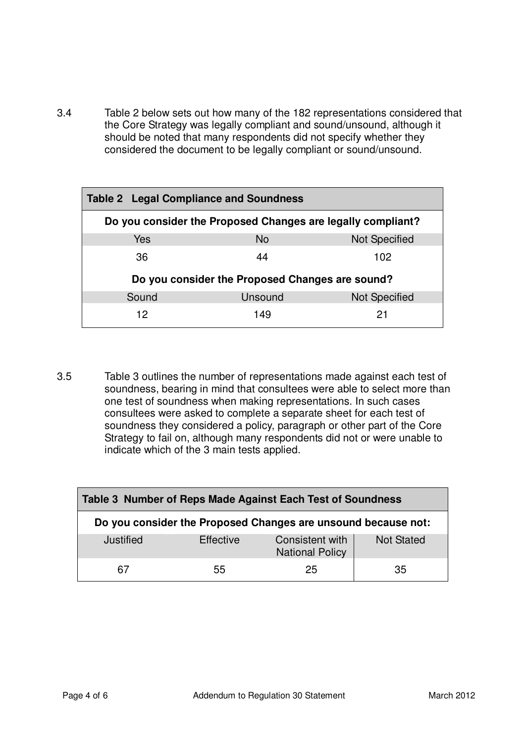3.4 Table 2 below sets out how many of the 182 representations considered that the Core Strategy was legally compliant and sound/unsound, although it should be noted that many respondents did not specify whether they considered the document to be legally compliant or sound/unsound.

| **Table 2 Legal Compliance and Soundness** | | |
|---|---|---|
| **Do you consider the Proposed Changes are legally compliant?** | | |
| Yes | No | Not Specified |
| 36 | 44 | 102 |
| **Do you consider the Proposed Changes are sound?** | | |
| Sound | Unsound | Not Specified |
| 12 | 149 | 21 |

3.5 Table 3 outlines the number of representations made against each test of soundness, bearing in mind that consultees were able to select more than one test of soundness when making representations. In such cases consultees were asked to complete a separate sheet for each test of soundness they considered a policy, paragraph or other part of the Core Strategy to fail on, although many respondents did not or were unable to indicate which of the 3 main tests applied.

| **Table 3 Number of Reps Made Against Each Test of Soundness** | | | |
|---|---|---|---|
| **Do you consider the Proposed Changes are unsound because not:** | | | |
| Justified | Effective | Consistent with National Policy | Not Stated |
| 67 | 55 | 25 | 35 |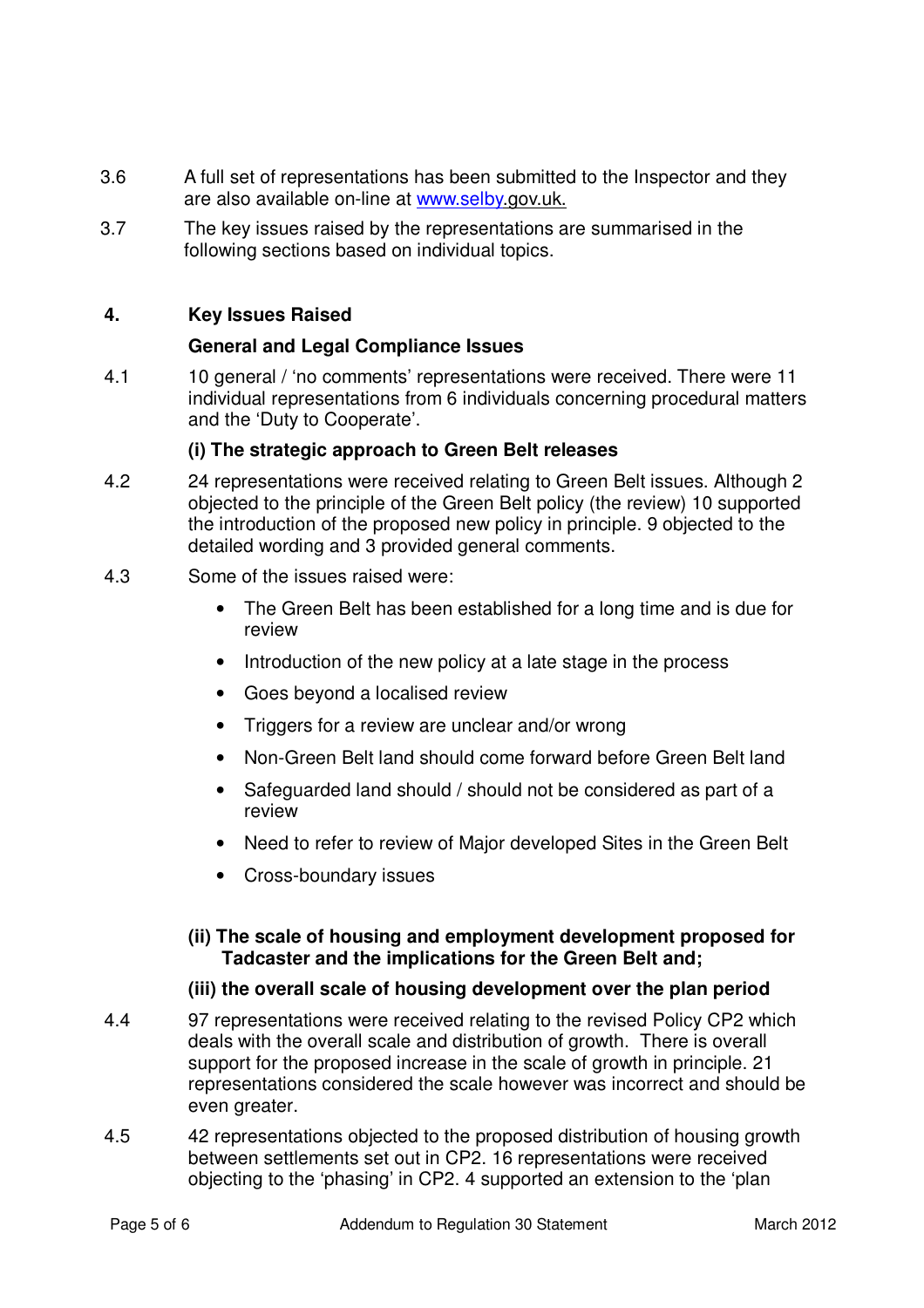3.6 A full set of representations has been submitted to the Inspector and they are also available on-line at www.selby.gov.uk.

3.7 The key issues raised by the representations are summarised in the following sections based on individual topics.

## 4. Key Issues Raised

### General and Legal Compliance Issues

4.1 10 general / 'no comments' representations were received. There were 11 individual representations from 6 individuals concerning procedural matters and the 'Duty to Cooperate'.

### (i) The strategic approach to Green Belt releases

4.2 24 representations were received relating to Green Belt issues. Although 2 objected to the principle of the Green Belt policy (the review) 10 supported the introduction of the proposed new policy in principle. 9 objected to the detailed wording and 3 provided general comments.

4.3 Some of the issues raised were:

- The Green Belt has been established for a long time and is due for review
- Introduction of the new policy at a late stage in the process
- Goes beyond a localised review
- Triggers for a review are unclear and/or wrong
- Non-Green Belt land should come forward before Green Belt land
- Safeguarded land should / should not be considered as part of a review
- Need to refer to review of Major developed Sites in the Green Belt
- Cross-boundary issues

### (ii) The scale of housing and employment development proposed for Tadcaster and the implications for the Green Belt and;

### (iii) the overall scale of housing development over the plan period

4.4 97 representations were received relating to the revised Policy CP2 which deals with the overall scale and distribution of growth. There is overall support for the proposed increase in the scale of growth in principle. 21 representations considered the scale however was incorrect and should be even greater.

4.5 42 representations objected to the proposed distribution of housing growth between settlements set out in CP2. 16 representations were received objecting to the 'phasing' in CP2. 4 supported an extension to the 'plan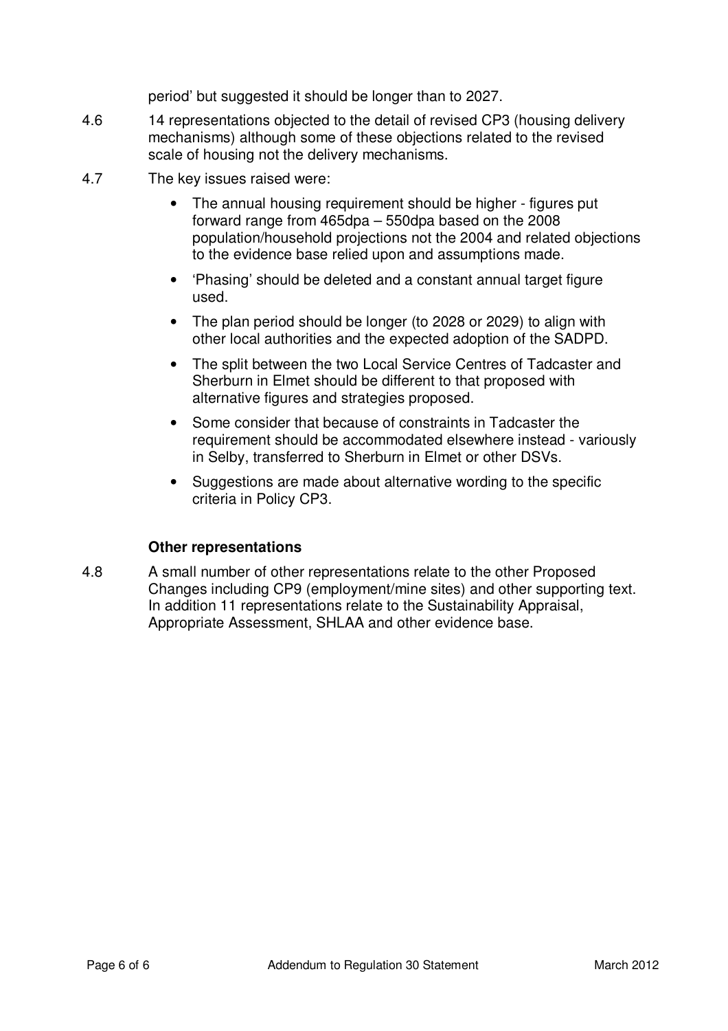period' but suggested it should be longer than to 2027.

4.6 14 representations objected to the detail of revised CP3 (housing delivery mechanisms) although some of these objections related to the revised scale of housing not the delivery mechanisms.

4.7 The key issues raised were:

- The annual housing requirement should be higher - figures put forward range from 465dpa – 550dpa based on the 2008 population/household projections not the 2004 and related objections to the evidence base relied upon and assumptions made.
- 'Phasing' should be deleted and a constant annual target figure used.
- The plan period should be longer (to 2028 or 2029) to align with other local authorities and the expected adoption of the SADPD.
- The split between the two Local Service Centres of Tadcaster and Sherburn in Elmet should be different to that proposed with alternative figures and strategies proposed.
- Some consider that because of constraints in Tadcaster the requirement should be accommodated elsewhere instead - variously in Selby, transferred to Sherburn in Elmet or other DSVs.
- Suggestions are made about alternative wording to the specific criteria in Policy CP3.

**Other representations**

4.8 A small number of other representations relate to the other Proposed Changes including CP9 (employment/mine sites) and other supporting text. In addition 11 representations relate to the Sustainability Appraisal, Appropriate Assessment, SHLAA and other evidence base.